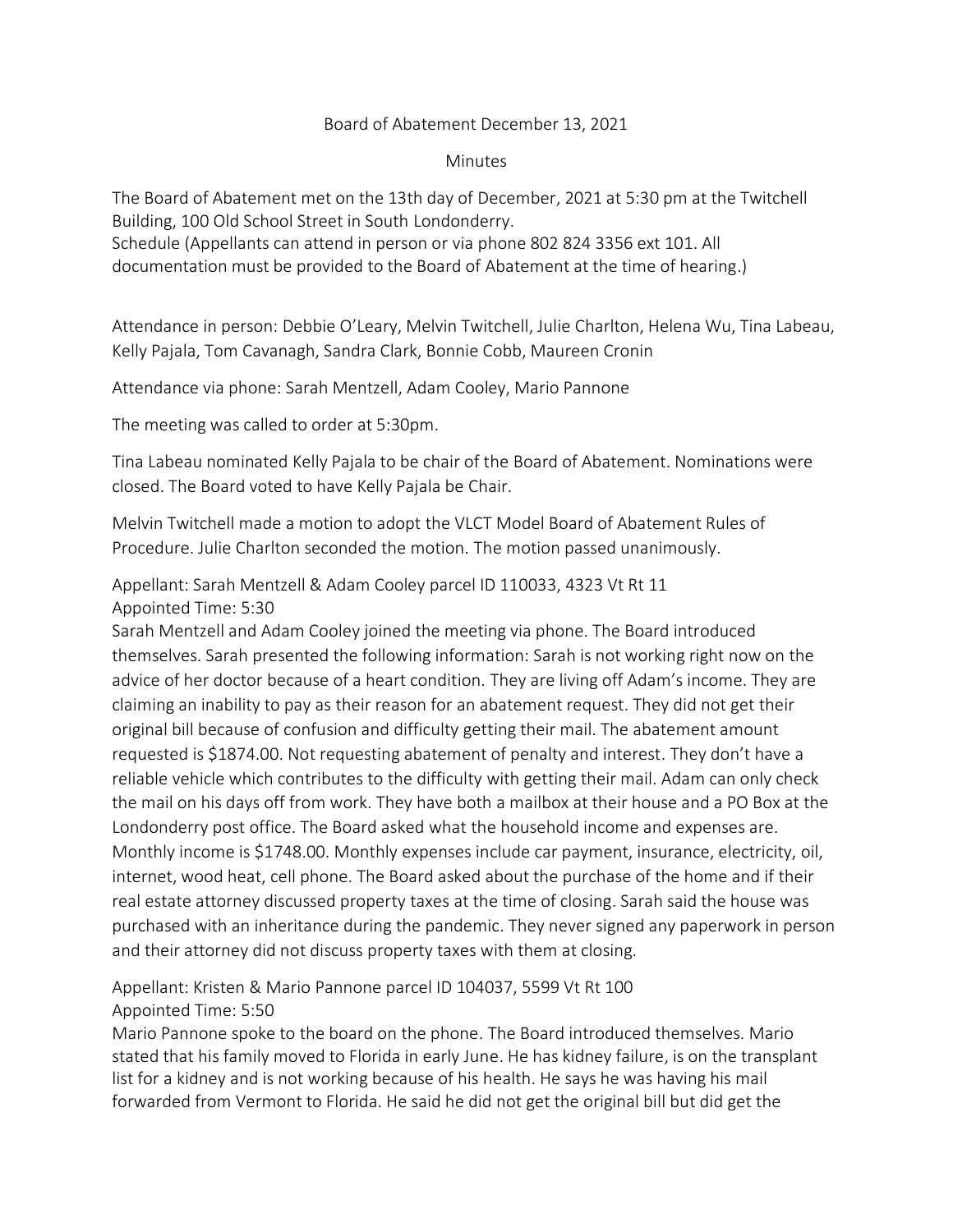Board of Abatement December 13, 2021

Minutes

The Board of Abatement met on the 13th day of December, 2021 at 5:30 pm at the Twitchell Building, 100 Old School Street in South Londonderry.
Schedule (Appellants can attend in person or via phone 802 824 3356 ext 101. All documentation must be provided to the Board of Abatement at the time of hearing.)

Attendance in person: Debbie O'Leary, Melvin Twitchell, Julie Charlton, Helena Wu, Tina Labeau, Kelly Pajala, Tom Cavanagh, Sandra Clark, Bonnie Cobb, Maureen Cronin

Attendance via phone: Sarah Mentzell, Adam Cooley, Mario Pannone

The meeting was called to order at 5:30pm.

Tina Labeau nominated Kelly Pajala to be chair of the Board of Abatement. Nominations were closed. The Board voted to have Kelly Pajala be Chair.

Melvin Twitchell made a motion to adopt the VLCT Model Board of Abatement Rules of Procedure. Julie Charlton seconded the motion. The motion passed unanimously.

Appellant: Sarah Mentzell & Adam Cooley parcel ID 110033, 4323 Vt Rt 11
Appointed Time: 5:30
Sarah Mentzell and Adam Cooley joined the meeting via phone. The Board introduced themselves. Sarah presented the following information: Sarah is not working right now on the advice of her doctor because of a heart condition. They are living off Adam's income. They are claiming an inability to pay as their reason for an abatement request. They did not get their original bill because of confusion and difficulty getting their mail. The abatement amount requested is $1874.00. Not requesting abatement of penalty and interest. They don't have a reliable vehicle which contributes to the difficulty with getting their mail. Adam can only check the mail on his days off from work. They have both a mailbox at their house and a PO Box at the Londonderry post office. The Board asked what the household income and expenses are. Monthly income is $1748.00. Monthly expenses include car payment, insurance, electricity, oil, internet, wood heat, cell phone. The Board asked about the purchase of the home and if their real estate attorney discussed property taxes at the time of closing. Sarah said the house was purchased with an inheritance during the pandemic. They never signed any paperwork in person and their attorney did not discuss property taxes with them at closing.

Appellant: Kristen & Mario Pannone parcel ID 104037, 5599 Vt Rt 100
Appointed Time: 5:50
Mario Pannone spoke to the board on the phone. The Board introduced themselves. Mario stated that his family moved to Florida in early June. He has kidney failure, is on the transplant list for a kidney and is not working because of his health. He says he was having his mail forwarded from Vermont to Florida. He said he did not get the original bill but did get the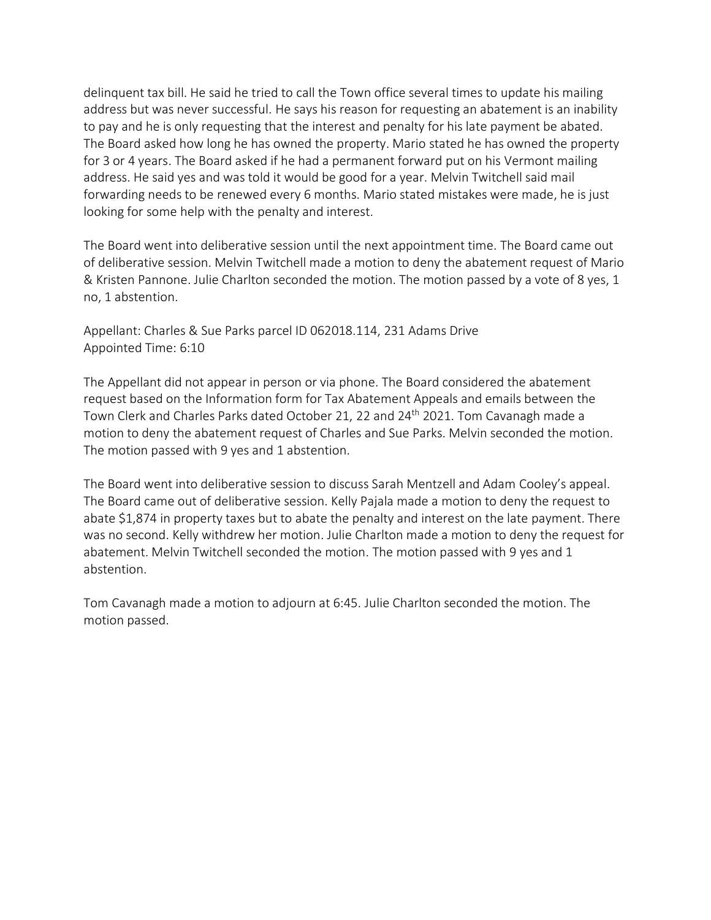delinquent tax bill. He said he tried to call the Town office several times to update his mailing address but was never successful. He says his reason for requesting an abatement is an inability to pay and he is only requesting that the interest and penalty for his late payment be abated. The Board asked how long he has owned the property. Mario stated he has owned the property for 3 or 4 years. The Board asked if he had a permanent forward put on his Vermont mailing address. He said yes and was told it would be good for a year. Melvin Twitchell said mail forwarding needs to be renewed every 6 months. Mario stated mistakes were made, he is just looking for some help with the penalty and interest.

The Board went into deliberative session until the next appointment time. The Board came out of deliberative session. Melvin Twitchell made a motion to deny the abatement request of Mario & Kristen Pannone. Julie Charlton seconded the motion. The motion passed by a vote of 8 yes, 1 no, 1 abstention.

Appellant: Charles & Sue Parks parcel ID 062018.114, 231 Adams Drive
Appointed Time: 6:10

The Appellant did not appear in person or via phone. The Board considered the abatement request based on the Information form for Tax Abatement Appeals and emails between the Town Clerk and Charles Parks dated October 21, 22 and 24th 2021. Tom Cavanagh made a motion to deny the abatement request of Charles and Sue Parks. Melvin seconded the motion. The motion passed with 9 yes and 1 abstention.

The Board went into deliberative session to discuss Sarah Mentzell and Adam Cooley's appeal. The Board came out of deliberative session. Kelly Pajala made a motion to deny the request to abate $1,874 in property taxes but to abate the penalty and interest on the late payment. There was no second. Kelly withdrew her motion. Julie Charlton made a motion to deny the request for abatement. Melvin Twitchell seconded the motion. The motion passed with 9 yes and 1 abstention.

Tom Cavanagh made a motion to adjourn at 6:45. Julie Charlton seconded the motion. The motion passed.